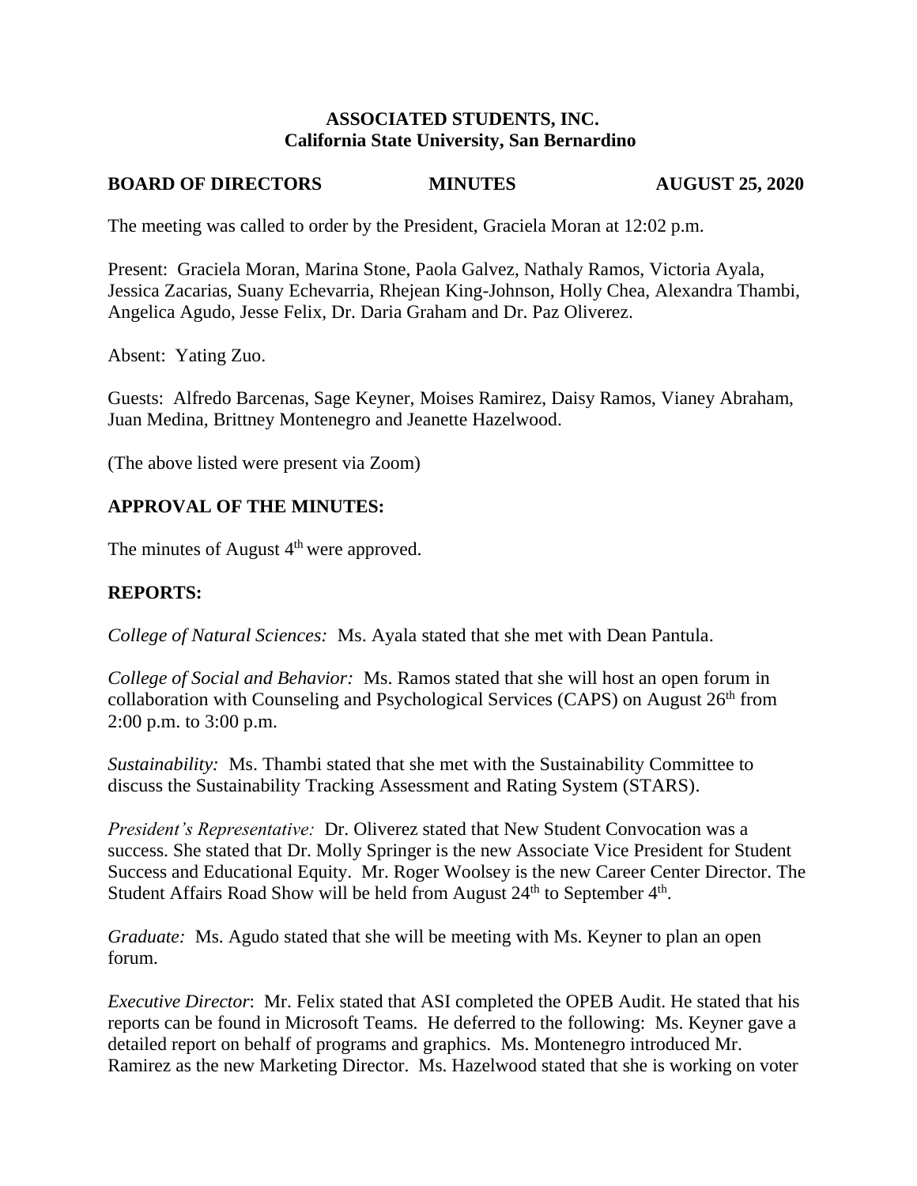**ASSOCIATED STUDENTS, INC.**
**California State University, San Bernardino**

**BOARD OF DIRECTORS MINUTES AUGUST 25, 2020**

The meeting was called to order by the President, Graciela Moran at 12:02 p.m.

Present: Graciela Moran, Marina Stone, Paola Galvez, Nathaly Ramos, Victoria Ayala, Jessica Zacarias, Suany Echevarria, Rhejean King-Johnson, Holly Chea, Alexandra Thambi, Angelica Agudo, Jesse Felix, Dr. Daria Graham and Dr. Paz Oliverez.

Absent: Yating Zuo.

Guests: Alfredo Barcenas, Sage Keyner, Moises Ramirez, Daisy Ramos, Vianey Abraham, Juan Medina, Brittney Montenegro and Jeanette Hazelwood.

(The above listed were present via Zoom)

## APPROVAL OF THE MINUTES:

The minutes of August 4th were approved.

## REPORTS:

*College of Natural Sciences:* Ms. Ayala stated that she met with Dean Pantula.

*College of Social and Behavior:* Ms. Ramos stated that she will host an open forum in collaboration with Counseling and Psychological Services (CAPS) on August 26th from 2:00 p.m. to 3:00 p.m.

*Sustainability:* Ms. Thambi stated that she met with the Sustainability Committee to discuss the Sustainability Tracking Assessment and Rating System (STARS).

*President's Representative:* Dr. Oliverez stated that New Student Convocation was a success. She stated that Dr. Molly Springer is the new Associate Vice President for Student Success and Educational Equity. Mr. Roger Woolsey is the new Career Center Director. The Student Affairs Road Show will be held from August 24th to September 4th.

*Graduate:* Ms. Agudo stated that she will be meeting with Ms. Keyner to plan an open forum.

*Executive Director*: Mr. Felix stated that ASI completed the OPEB Audit. He stated that his reports can be found in Microsoft Teams. He deferred to the following: Ms. Keyner gave a detailed report on behalf of programs and graphics. Ms. Montenegro introduced Mr. Ramirez as the new Marketing Director. Ms. Hazelwood stated that she is working on voter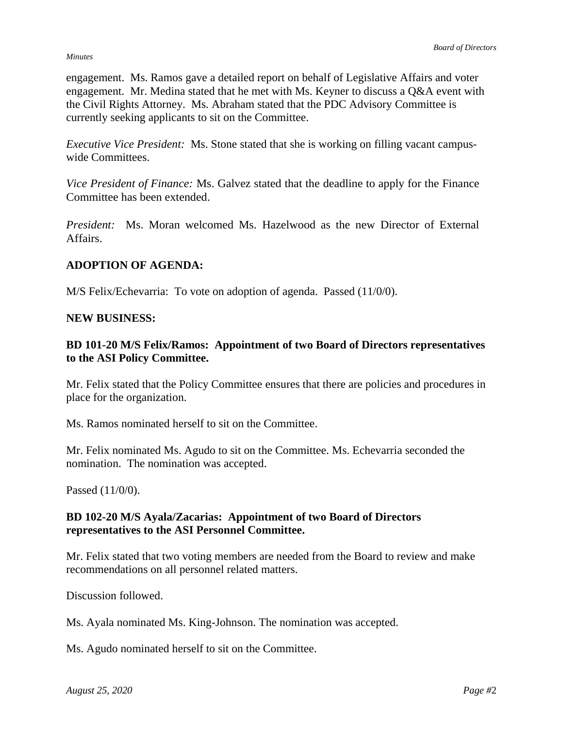engagement. Ms. Ramos gave a detailed report on behalf of Legislative Affairs and voter engagement. Mr. Medina stated that he met with Ms. Keyner to discuss a Q&A event with the Civil Rights Attorney. Ms. Abraham stated that the PDC Advisory Committee is currently seeking applicants to sit on the Committee.

*Executive Vice President:* Ms. Stone stated that she is working on filling vacant campus-wide Committees.

*Vice President of Finance:* Ms. Galvez stated that the deadline to apply for the Finance Committee has been extended.

*President:* Ms. Moran welcomed Ms. Hazelwood as the new Director of External Affairs.

**ADOPTION OF AGENDA:**

M/S Felix/Echevarria: To vote on adoption of agenda. Passed (11/0/0).

**NEW BUSINESS:**

**BD 101-20 M/S Felix/Ramos: Appointment of two Board of Directors representatives to the ASI Policy Committee.**

Mr. Felix stated that the Policy Committee ensures that there are policies and procedures in place for the organization.

Ms. Ramos nominated herself to sit on the Committee.

Mr. Felix nominated Ms. Agudo to sit on the Committee. Ms. Echevarria seconded the nomination. The nomination was accepted.

Passed (11/0/0).

**BD 102-20 M/S Ayala/Zacarias: Appointment of two Board of Directors representatives to the ASI Personnel Committee.**

Mr. Felix stated that two voting members are needed from the Board to review and make recommendations on all personnel related matters.

Discussion followed.

Ms. Ayala nominated Ms. King-Johnson. The nomination was accepted.

Ms. Agudo nominated herself to sit on the Committee.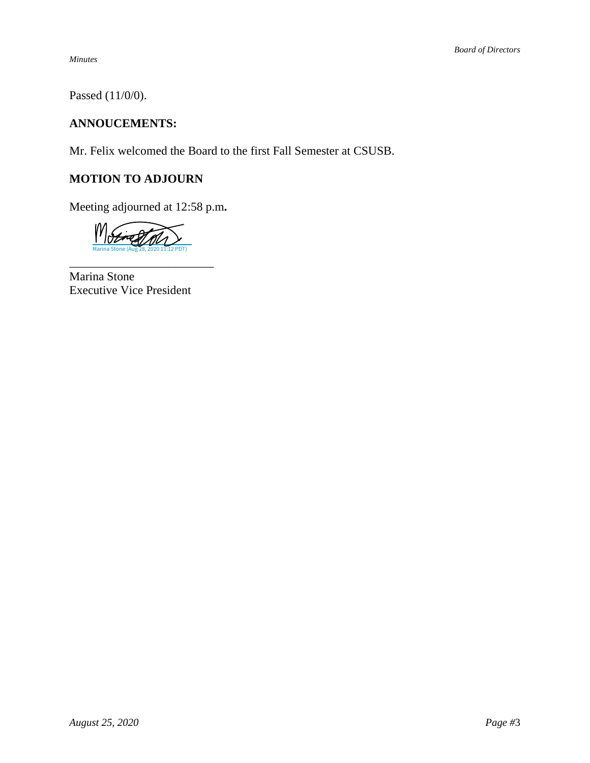Passed (11/0/0).

**ANNOUCEMENTS:**

Mr. Felix welcomed the Board to the first Fall Semester at CSUSB.

**MOTION TO ADJOURN**

Meeting adjourned at 12:58 p.m**.**

Marina Stone (Aug 28, 2020 11:12 PDT)

\_\_\_\_\_\_\_\_\_\_\_\_\_\_\_\_\_\_\_\_\_\_\_\_\_\_

Marina Stone
Executive Vice President